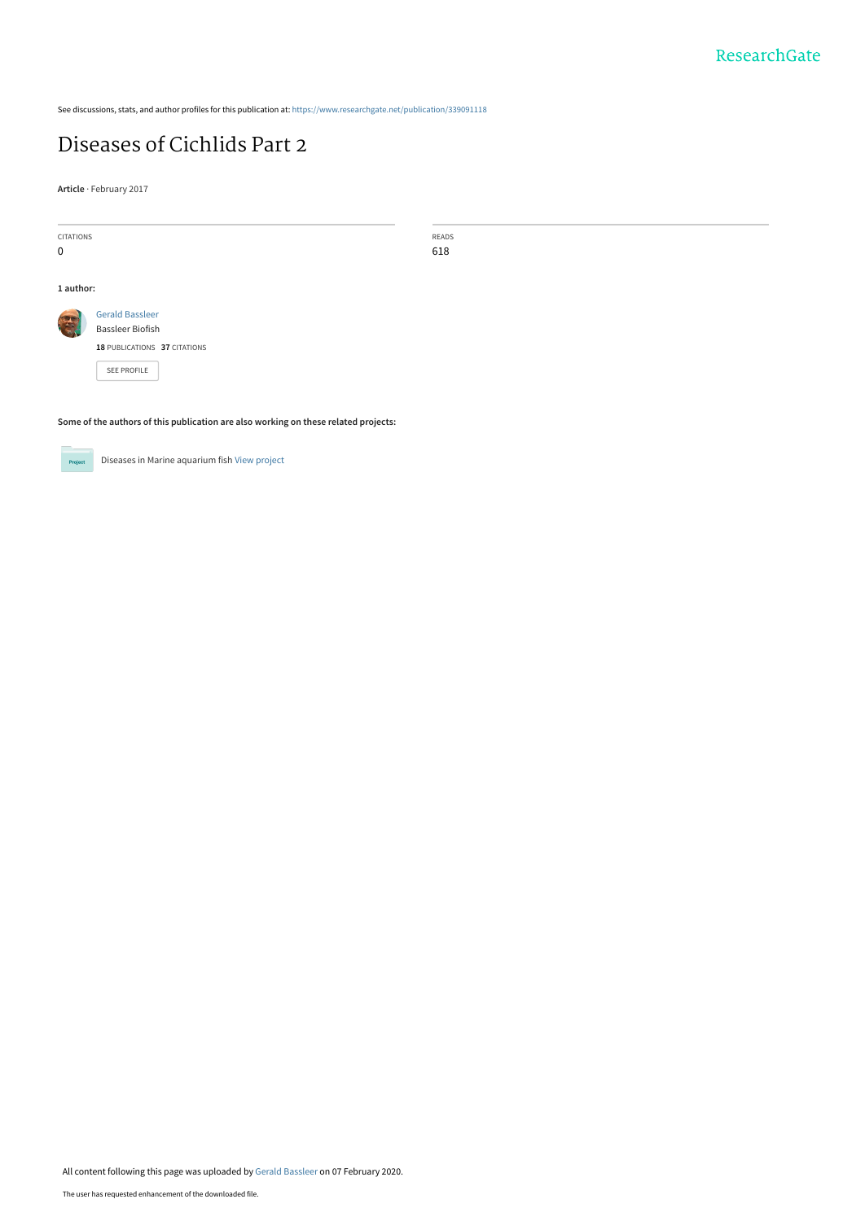See discussions, stats, and author profiles for this publication at: https://www.researchgate.net/publication/339091118

# Diseases of Cichlids Part 2

**Article** · February 2017

CITATIONS
0

READS
618

**1 author:**

Gerald Bassleer
Bassleer Biofish
**18** PUBLICATIONS **37** CITATIONS

SEE PROFILE

**Some of the authors of this publication are also working on these related projects:**

Diseases in Marine aquarium fish View project

All content following this page was uploaded by Gerald Bassleer on 07 February 2020.

The user has requested enhancement of the downloaded file.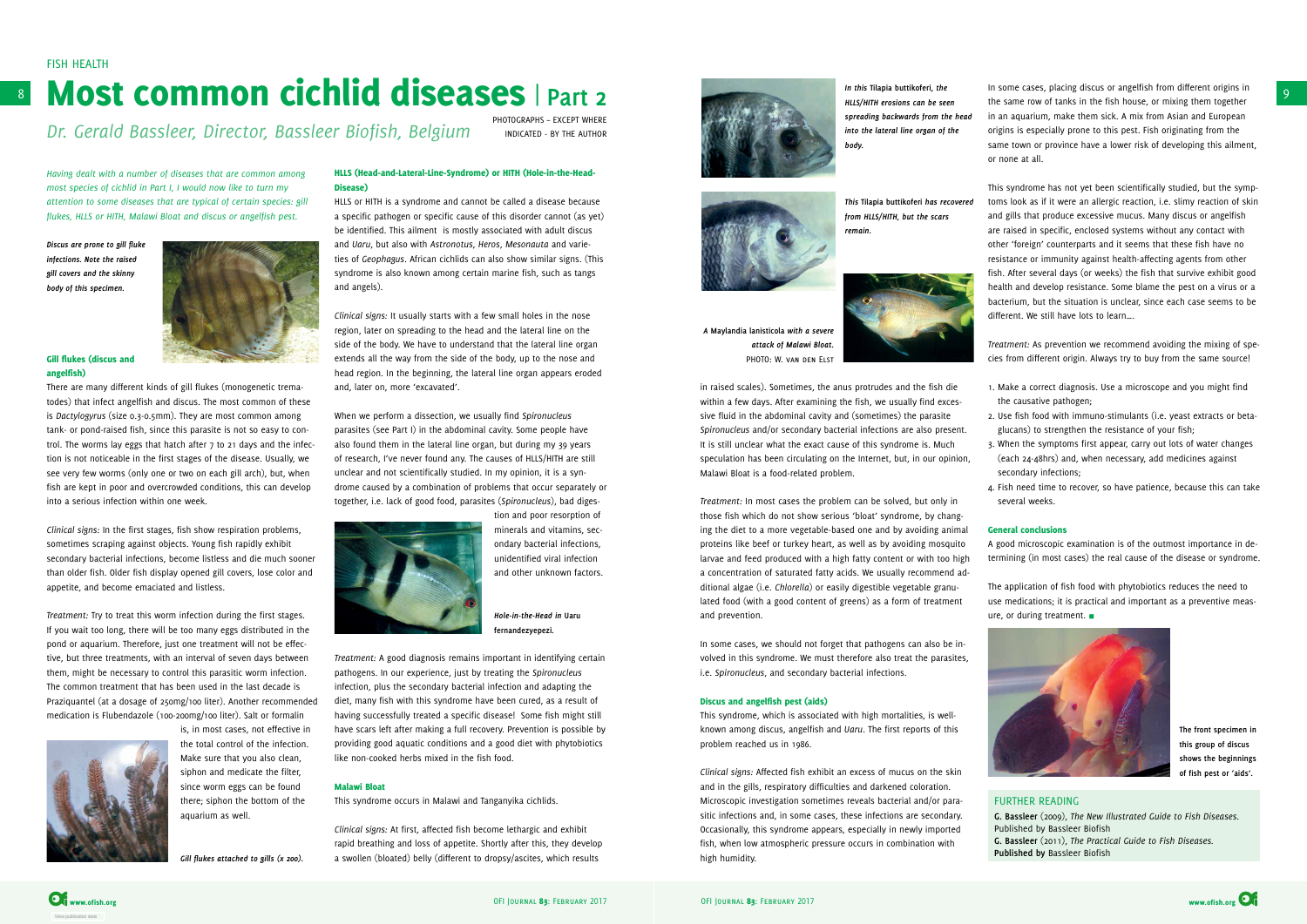FISH HEALTH

# Most common cichlid diseases | Part 2

*Dr. Gerald Bassleer, Director, Bassleer Biofish, Belgium*

PHOTOGRAPHS – EXCEPT WHERE INDICATED – BY THE AUTHOR

*Having dealt with a number of diseases that are common among most species of cichlid in Part I, I would now like to turn my attention to some diseases that are typical of certain species: gill flukes, HLLS or HITH, Malawi Bloat and discus or angelfish pest.*

***Discus are prone to gill fluke infections. Note the raised gill covers and the skinny body of this specimen.***

### Gill flukes (discus and angelfish)

There are many different kinds of gill flukes (monogenetic trematodes) that infect angelfish and discus. The most common of these is *Dactylogyrus* (size 0.3-0.5mm). They are most common among tank- or pond-raised fish, since this parasite is not so easy to control. The worms lay eggs that hatch after 7 to 21 days and the infection is not noticeable in the first stages of the disease. Usually, we see very few worms (only one or two on each gill arch), but, when fish are kept in poor and overcrowded conditions, this can develop into a serious infection within one week.

*Clinical signs:* In the first stages, fish show respiration problems, sometimes scraping against objects. Young fish rapidly exhibit secondary bacterial infections, become listless and die much sooner than older fish. Older fish display opened gill covers, lose color and appetite, and become emaciated and listless.

*Treatment:* Try to treat this worm infection during the first stages. If you wait too long, there will be too many eggs distributed in the pond or aquarium. Therefore, just one treatment will not be effective, but three treatments, with an interval of seven days between them, might be necessary to control this parasitic worm infection. The common treatment that has been used in the last decade is Praziquantel (at a dosage of 250mg/100 liter). Another recommended medication is Flubendazole (100-200mg/100 liter). Salt or formalin is, in most cases, not effective in the total control of the infection. Make sure that you also clean, siphon and medicate the filter, since worm eggs can be found there; siphon the bottom of the aquarium as well.

***Gill flukes attached to gills (x 200).***

### HLLS (Head-and-Lateral-Line-Syndrome) or HITH (Hole-in-the-Head-Disease)

HLLS or HITH is a syndrome and cannot be called a disease because a specific pathogen or specific cause of this disorder cannot (as yet) be identified. This ailment is mostly associated with adult discus and *Uaru*, but also with *Astronotus*, *Heros*, *Mesonauta* and varieties of *Geophagus*. African cichlids can also show similar signs. (This syndrome is also known among certain marine fish, such as tangs and angels).

*Clinical signs:* It usually starts with a few small holes in the nose region, later on spreading to the head and the lateral line on the side of the body. We have to understand that the lateral line organ extends all the way from the side of the body, up to the nose and head region. In the beginning, the lateral line organ appears eroded and, later on, more 'excavated'.

When we perform a dissection, we usually find *Spironucleus* parasites (see Part I) in the abdominal cavity. Some people have also found them in the lateral line organ, but during my 39 years of research, I've never found any. The causes of HLLS/HITH are still unclear and not scientifically studied. In my opinion, it is a syndrome caused by a combination of problems that occur separately or together, i.e. lack of good food, parasites (*Spironucleus*), bad digestion and poor resorption of minerals and vitamins, secondary bacterial infections, unidentified viral infection and other unknown factors.

***Hole-in-the-Head** in **Uaru fernandezyepezi.***

*Treatment:* A good diagnosis remains important in identifying certain pathogens. In our experience, just by treating the *Spironucleus* infection, plus the secondary bacterial infection and adapting the diet, many fish with this syndrome have been cured, as a result of having successfully treated a specific disease! Some fish might still have scars left after making a full recovery. Prevention is possible by providing good aquatic conditions and a good diet with phytobiotics like non-cooked herbs mixed in the fish food.

### Malawi Bloat

This syndrome occurs in Malawi and Tanganyika cichlids.

*Clinical signs:* At first, affected fish become lethargic and exhibit rapid breathing and loss of appetite. Shortly after this, they develop a swollen (bloated) belly (different to dropsy/ascites, which results in raised scales). Sometimes, the anus protrudes and the fish die within a few days. After examining the fish, we usually find excessive fluid in the abdominal cavity and (sometimes) the parasite *Spironucleus* and/or secondary bacterial infections are also present. It is still unclear what the exact cause of this syndrome is. Much speculation has been circulating on the Internet, but, in our opinion, Malawi Bloat is a food-related problem.

*In this* **Tilapia buttikoferi***, the HLLS/HITH erosions can be seen spreading backwards from the head into the lateral line organ of the body.*

*This* **Tilapia buttikoferi** *has recovered from HLLS/HITH, but the scars remain.*

*A* **Maylandia lanisticola** *with a severe attack of Malawi Bloat.* PHOTO: W. VAN DEN ELST

*Treatment:* In most cases the problem can be solved, but only in those fish which do not show serious 'bloat' syndrome, by changing the diet to a more vegetable-based one and by avoiding animal proteins like beef or turkey heart, as well as by avoiding mosquito larvae and feed produced with a high fatty content or with too high a concentration of saturated fatty acids. We usually recommend additional algae (i.e. *Chlorella*) or easily digestible vegetable granulated food (with a good content of greens) as a form of treatment and prevention.

In some cases, we should not forget that pathogens can also be involved in this syndrome. We must therefore also treat the parasites, i.e. *Spironucleus*, and secondary bacterial infections.

### Discus and angelfish pest (aids)

This syndrome, which is associated with high mortalities, is well-known among discus, angelfish and *Uaru*. The first reports of this problem reached us in 1986.

*Clinical signs:* Affected fish exhibit an excess of mucus on the skin and in the gills, respiratory difficulties and darkened coloration. Microscopic investigation sometimes reveals bacterial and/or parasitic infections and, in some cases, these infections are secondary. Occasionally, this syndrome appears, especially in newly imported fish, when low atmospheric pressure occurs in combination with high humidity.

In some cases, placing discus or angelfish from different origins in the same row of tanks in the fish house, or mixing them together in an aquarium, make them sick. A mix from Asian and European origins is especially prone to this pest. Fish originating from the same town or province have a lower risk of developing this ailment, or none at all.

This syndrome has not yet been scientifically studied, but the symptoms look as if it were an allergic reaction, i.e. slimy reaction of skin and gills that produce excessive mucus. Many discus or angelfish are raised in specific, enclosed systems without any contact with other 'foreign' counterparts and it seems that these fish have no resistance or immunity against health-affecting agents from other fish. After several days (or weeks) the fish that survive exhibit good health and develop resistance. Some blame the pest on a virus or a bacterium, but the situation is unclear, since each case seems to be different. We still have lots to learn….

*Treatment:* As prevention we recommend avoiding the mixing of species from different origin. Always try to buy from the same source!

1. Make a correct diagnosis. Use a microscope and you might find the causative pathogen;
2. Use fish food with immuno-stimulants (i.e. yeast extracts or beta-glucans) to strengthen the resistance of your fish;
3. When the symptoms first appear, carry out lots of water changes (each 24-48hrs) and, when necessary, add medicines against secondary infections;
4. Fish need time to recover, so have patience, because this can take several weeks.

### General conclusions

A good microscopic examination is of the outmost importance in determining (in most cases) the real cause of the disease or syndrome.

The application of fish food with phytobiotics reduces the need to use medications; it is practical and important as a preventive measure, or during treatment. ■

**The front specimen in this group of discus shows the beginnings of fish pest or 'aids'.**

### FURTHER READING

**G. Bassleer** (2009), *The New Illustrated Guide to Fish Diseases.* Published by Bassleer Biofish
**G. Bassleer** (2011), *The Practical Guide to Fish Diseases.* **Published by** Bassleer Biofish